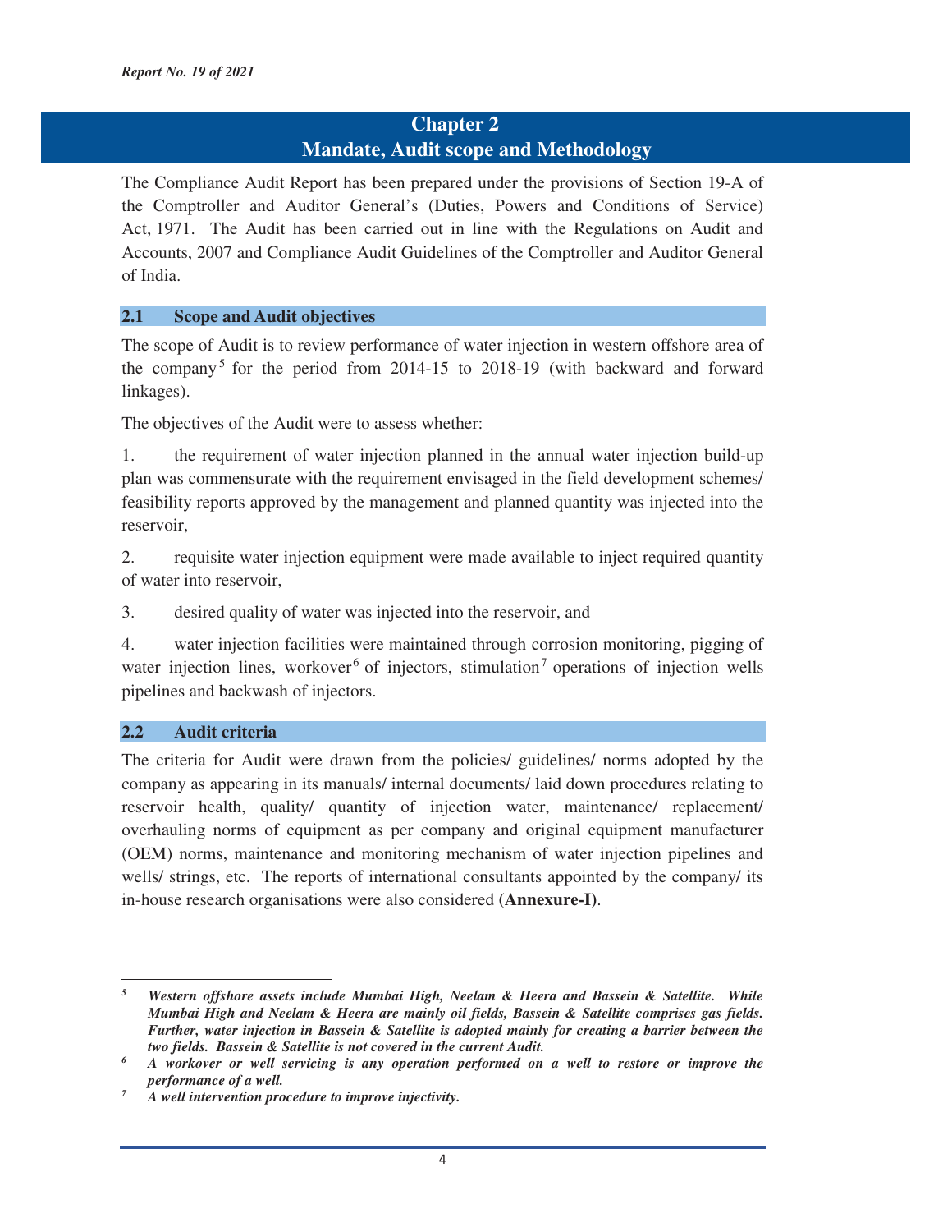# Chapter 2
# Mandate, Audit scope and Methodology

The Compliance Audit Report has been prepared under the provisions of Section 19-A of the Comptroller and Auditor General's (Duties, Powers and Conditions of Service) Act, 1971. The Audit has been carried out in line with the Regulations on Audit and Accounts, 2007 and Compliance Audit Guidelines of the Comptroller and Auditor General of India.

## 2.1 Scope and Audit objectives

The scope of Audit is to review performance of water injection in western offshore area of the company[5] for the period from 2014-15 to 2018-19 (with backward and forward linkages).

The objectives of the Audit were to assess whether:

1. the requirement of water injection planned in the annual water injection build-up plan was commensurate with the requirement envisaged in the field development schemes/ feasibility reports approved by the management and planned quantity was injected into the reservoir,

2. requisite water injection equipment were made available to inject required quantity of water into reservoir,

3. desired quality of water was injected into the reservoir, and

4. water injection facilities were maintained through corrosion monitoring, pigging of water injection lines, workover[6] of injectors, stimulation[7] operations of injection wells pipelines and backwash of injectors.

## 2.2 Audit criteria

The criteria for Audit were drawn from the policies/ guidelines/ norms adopted by the company as appearing in its manuals/ internal documents/ laid down procedures relating to reservoir health, quality/ quantity of injection water, maintenance/ replacement/ overhauling norms of equipment as per company and original equipment manufacturer (OEM) norms, maintenance and monitoring mechanism of water injection pipelines and wells/ strings, etc. The reports of international consultants appointed by the company/ its in-house research organisations were also considered **(Annexure-I)**.

---

[5] ***Western offshore assets include Mumbai High, Neelam & Heera and Bassein & Satellite. While Mumbai High and Neelam & Heera are mainly oil fields, Bassein & Satellite comprises gas fields. Further, water injection in Bassein & Satellite is adopted mainly for creating a barrier between the two fields. Bassein & Satellite is not covered in the current Audit.***

[6] ***A workover or well servicing is any operation performed on a well to restore or improve the performance of a well.***

[7] ***A well intervention procedure to improve injectivity.***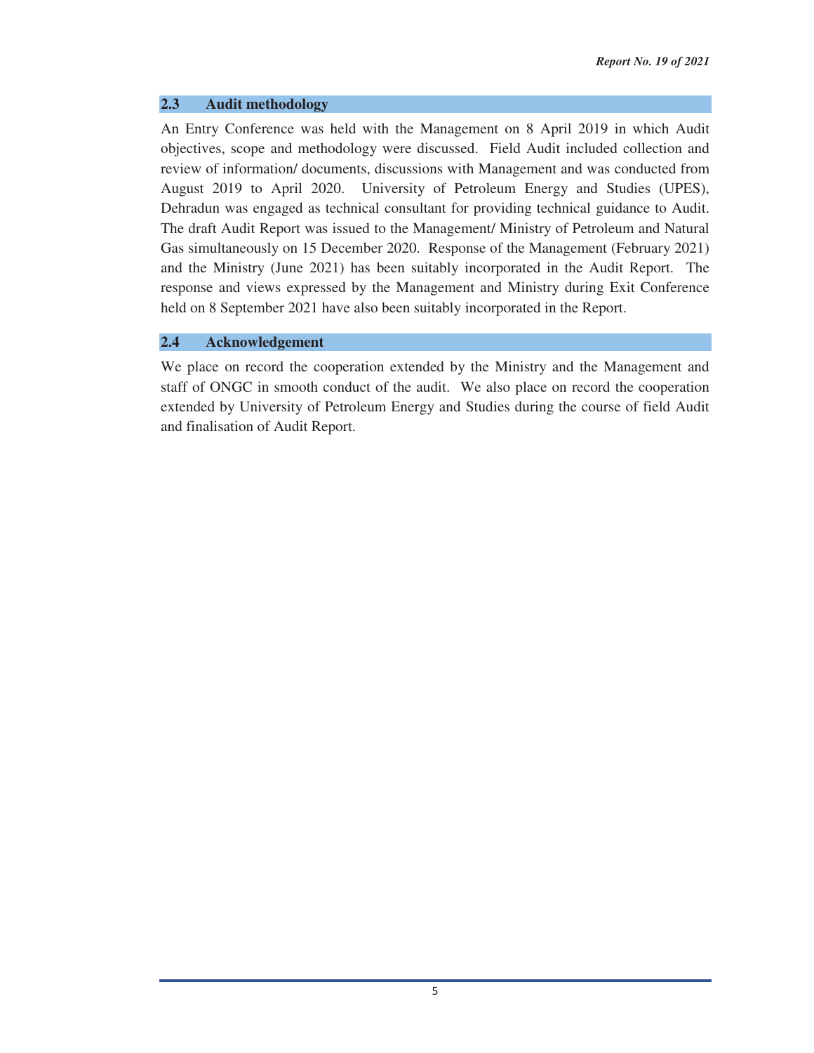## 2.3 Audit methodology

An Entry Conference was held with the Management on 8 April 2019 in which Audit objectives, scope and methodology were discussed. Field Audit included collection and review of information/ documents, discussions with Management and was conducted from August 2019 to April 2020. University of Petroleum Energy and Studies (UPES), Dehradun was engaged as technical consultant for providing technical guidance to Audit. The draft Audit Report was issued to the Management/ Ministry of Petroleum and Natural Gas simultaneously on 15 December 2020. Response of the Management (February 2021) and the Ministry (June 2021) has been suitably incorporated in the Audit Report. The response and views expressed by the Management and Ministry during Exit Conference held on 8 September 2021 have also been suitably incorporated in the Report.

## 2.4 Acknowledgement

We place on record the cooperation extended by the Ministry and the Management and staff of ONGC in smooth conduct of the audit. We also place on record the cooperation extended by University of Petroleum Energy and Studies during the course of field Audit and finalisation of Audit Report.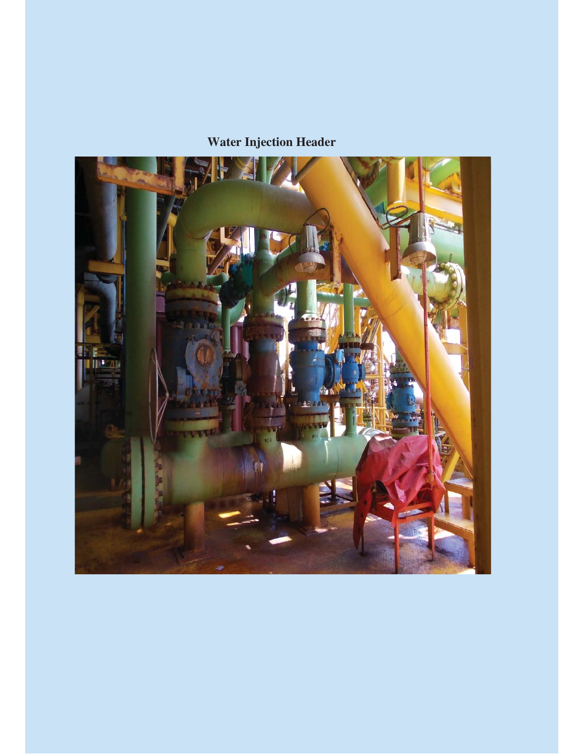**Water Injection Header**